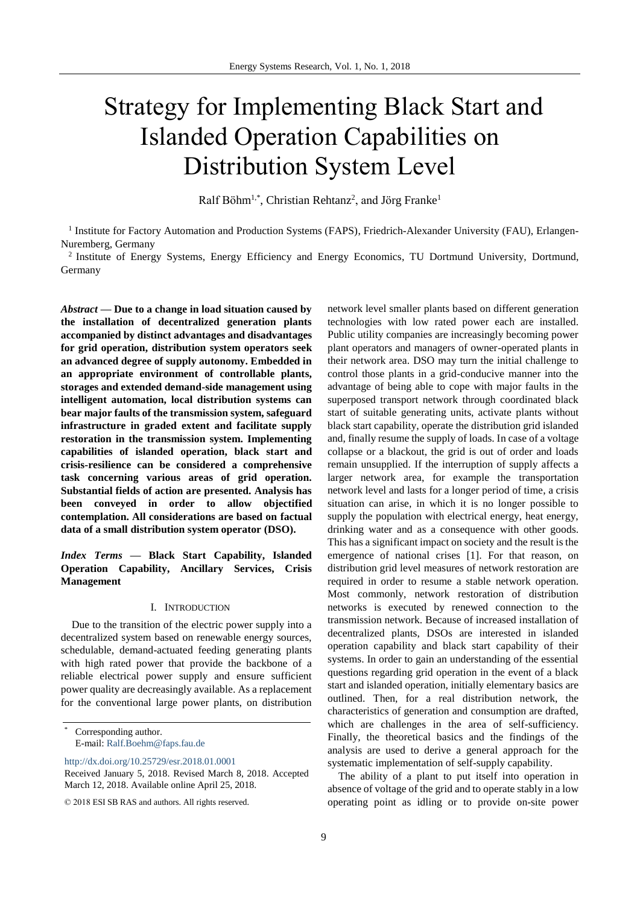# Strategy for Implementing Black Start and Islanded Operation Capabilities on Distribution System Level

Ralf Böhm[1,*], Christian Rehtanz[2], and Jörg Franke[1]

[1] Institute for Factory Automation and Production Systems (FAPS), Friedrich-Alexander University (FAU), Erlangen-Nuremberg, Germany

[2] Institute of Energy Systems, Energy Efficiency and Energy Economics, TU Dortmund University, Dortmund, Germany

***Abstract* — Due to a change in load situation caused by the installation of decentralized generation plants accompanied by distinct advantages and disadvantages for grid operation, distribution system operators seek an advanced degree of supply autonomy. Embedded in an appropriate environment of controllable plants, storages and extended demand-side management using intelligent automation, local distribution systems can bear major faults of the transmission system, safeguard infrastructure in graded extent and facilitate supply restoration in the transmission system. Implementing capabilities of islanded operation, black start and crisis-resilience can be considered a comprehensive task concerning various areas of grid operation. Substantial fields of action are presented. Analysis has been conveyed in order to allow objectified contemplation. All considerations are based on factual data of a small distribution system operator (DSO).**

***Index Terms* — Black Start Capability, Islanded Operation Capability, Ancillary Services, Crisis Management**

## I. Introduction

Due to the transition of the electric power supply into a decentralized system based on renewable energy sources, schedulable, demand-actuated feeding generating plants with high rated power that provide the backbone of a reliable electrical power supply and ensure sufficient power quality are decreasingly available. As a replacement for the conventional large power plants, on distribution network level smaller plants based on different generation technologies with low rated power each are installed. Public utility companies are increasingly becoming power plant operators and managers of owner-operated plants in their network area. DSO may turn the initial challenge to control those plants in a grid-conducive manner into the advantage of being able to cope with major faults in the superposed transport network through coordinated black start of suitable generating units, activate plants without black start capability, operate the distribution grid islanded and, finally resume the supply of loads. In case of a voltage collapse or a blackout, the grid is out of order and loads remain unsupplied. If the interruption of supply affects a larger network area, for example the transportation network level and lasts for a longer period of time, a crisis situation can arise, in which it is no longer possible to supply the population with electrical energy, heat energy, drinking water and as a consequence with other goods. This has a significant impact on society and the result is the emergence of national crises [1]. For that reason, on distribution grid level measures of network restoration are required in order to resume a stable network operation. Most commonly, network restoration of distribution networks is executed by renewed connection to the transmission network. Because of increased installation of decentralized plants, DSOs are interested in islanded operation capability and black start capability of their systems. In order to gain an understanding of the essential questions regarding grid operation in the event of a black start and islanded operation, initially elementary basics are outlined. Then, for a real distribution network, the characteristics of generation and consumption are drafted, which are challenges in the area of self-sufficiency. Finally, the theoretical basics and the findings of the analysis are used to derive a general approach for the systematic implementation of self-supply capability.

The ability of a plant to put itself into operation in absence of voltage of the grid and to operate stably in a low operating point as idling or to provide on-site power

---

[*] Corresponding author.
E-mail: Ralf.Boehm@faps.fau.de

http://dx.doi.org/10.25729/esr.2018.01.0001

Received January 5, 2018. Revised March 8, 2018. Accepted March 12, 2018. Available online April 25, 2018.

© 2018 ESI SB RAS and authors. All rights reserved.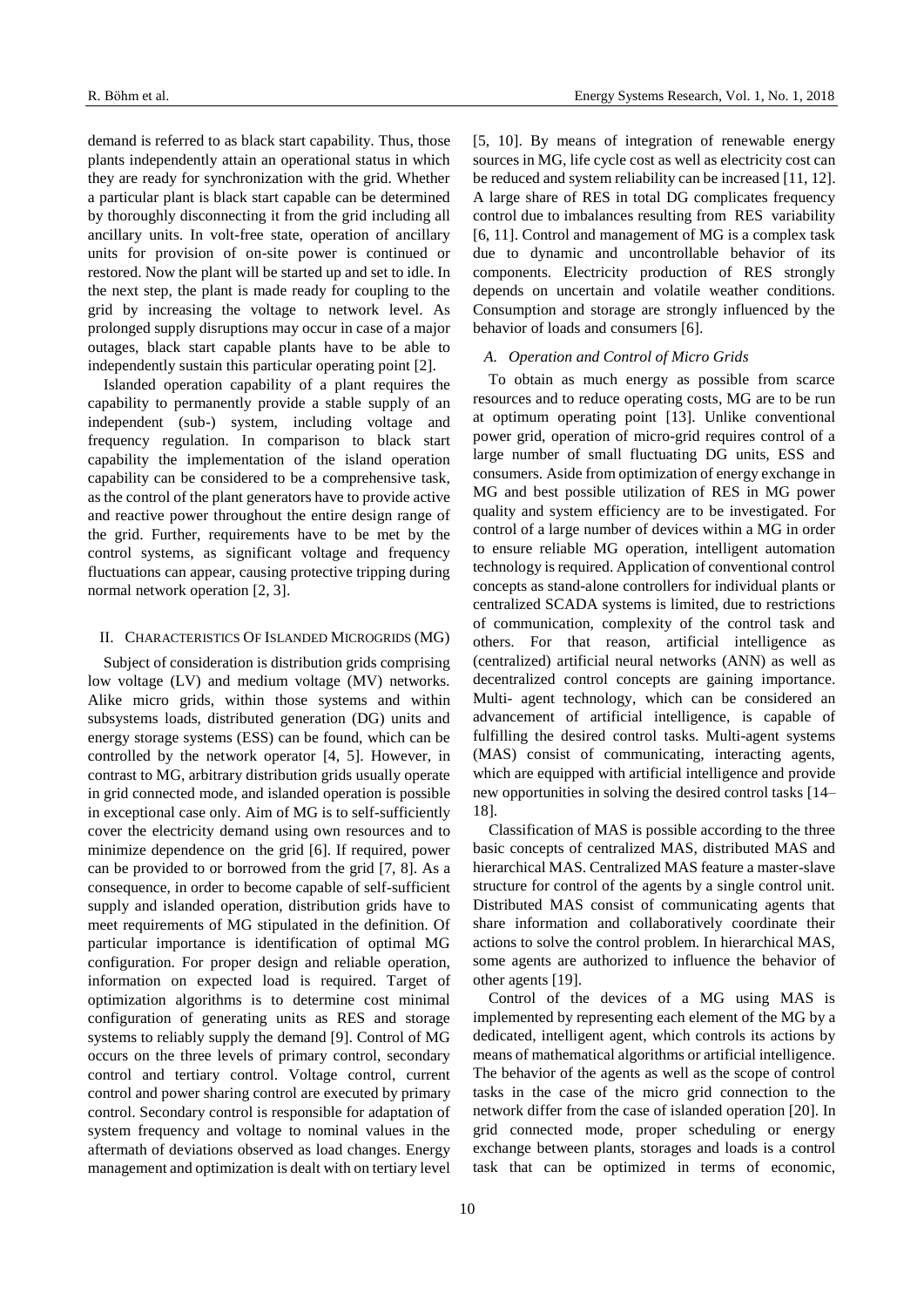demand is referred to as black start capability. Thus, those plants independently attain an operational status in which they are ready for synchronization with the grid. Whether a particular plant is black start capable can be determined by thoroughly disconnecting it from the grid including all ancillary units. In volt-free state, operation of ancillary units for provision of on-site power is continued or restored. Now the plant will be started up and set to idle. In the next step, the plant is made ready for coupling to the grid by increasing the voltage to network level. As prolonged supply disruptions may occur in case of a major outages, black start capable plants have to be able to independently sustain this particular operating point [2].

Islanded operation capability of a plant requires the capability to permanently provide a stable supply of an independent (sub-) system, including voltage and frequency regulation. In comparison to black start capability the implementation of the island operation capability can be considered to be a comprehensive task, as the control of the plant generators have to provide active and reactive power throughout the entire design range of the grid. Further, requirements have to be met by the control systems, as significant voltage and frequency fluctuations can appear, causing protective tripping during normal network operation [2, 3].

## II. Characteristics Of Islanded Microgrids (MG)

Subject of consideration is distribution grids comprising low voltage (LV) and medium voltage (MV) networks. Alike micro grids, within those systems and within subsystems loads, distributed generation (DG) units and energy storage systems (ESS) can be found, which can be controlled by the network operator [4, 5]. However, in contrast to MG, arbitrary distribution grids usually operate in grid connected mode, and islanded operation is possible in exceptional case only. Aim of MG is to self-sufficiently cover the electricity demand using own resources and to minimize dependence on the grid [6]. If required, power can be provided to or borrowed from the grid [7, 8]. As a consequence, in order to become capable of self-sufficient supply and islanded operation, distribution grids have to meet requirements of MG stipulated in the definition. Of particular importance is identification of optimal MG configuration. For proper design and reliable operation, information on expected load is required. Target of optimization algorithms is to determine cost minimal configuration of generating units as RES and storage systems to reliably supply the demand [9]. Control of MG occurs on the three levels of primary control, secondary control and tertiary control. Voltage control, current control and power sharing control are executed by primary control. Secondary control is responsible for adaptation of system frequency and voltage to nominal values in the aftermath of deviations observed as load changes. Energy management and optimization is dealt with on tertiary level [5, 10]. By means of integration of renewable energy sources in MG, life cycle cost as well as electricity cost can be reduced and system reliability can be increased [11, 12]. A large share of RES in total DG complicates frequency control due to imbalances resulting from RES variability [6, 11]. Control and management of MG is a complex task due to dynamic and uncontrollable behavior of its components. Electricity production of RES strongly depends on uncertain and volatile weather conditions. Consumption and storage are strongly influenced by the behavior of loads and consumers [6].

### *A. Operation and Control of Micro Grids*

To obtain as much energy as possible from scarce resources and to reduce operating costs, MG are to be run at optimum operating point [13]. Unlike conventional power grid, operation of micro-grid requires control of a large number of small fluctuating DG units, ESS and consumers. Aside from optimization of energy exchange in MG and best possible utilization of RES in MG power quality and system efficiency are to be investigated. For control of a large number of devices within a MG in order to ensure reliable MG operation, intelligent automation technology is required. Application of conventional control concepts as stand-alone controllers for individual plants or centralized SCADA systems is limited, due to restrictions of communication, complexity of the control task and others. For that reason, artificial intelligence as (centralized) artificial neural networks (ANN) as well as decentralized control concepts are gaining importance. Multi- agent technology, which can be considered an advancement of artificial intelligence, is capable of fulfilling the desired control tasks. Multi-agent systems (MAS) consist of communicating, interacting agents, which are equipped with artificial intelligence and provide new opportunities in solving the desired control tasks [14–18].

Classification of MAS is possible according to the three basic concepts of centralized MAS, distributed MAS and hierarchical MAS. Centralized MAS feature a master-slave structure for control of the agents by a single control unit. Distributed MAS consist of communicating agents that share information and collaboratively coordinate their actions to solve the control problem. In hierarchical MAS, some agents are authorized to influence the behavior of other agents [19].

Control of the devices of a MG using MAS is implemented by representing each element of the MG by a dedicated, intelligent agent, which controls its actions by means of mathematical algorithms or artificial intelligence. The behavior of the agents as well as the scope of control tasks in the case of the micro grid connection to the network differ from the case of islanded operation [20]. In grid connected mode, proper scheduling or energy exchange between plants, storages and loads is a control task that can be optimized in terms of economic,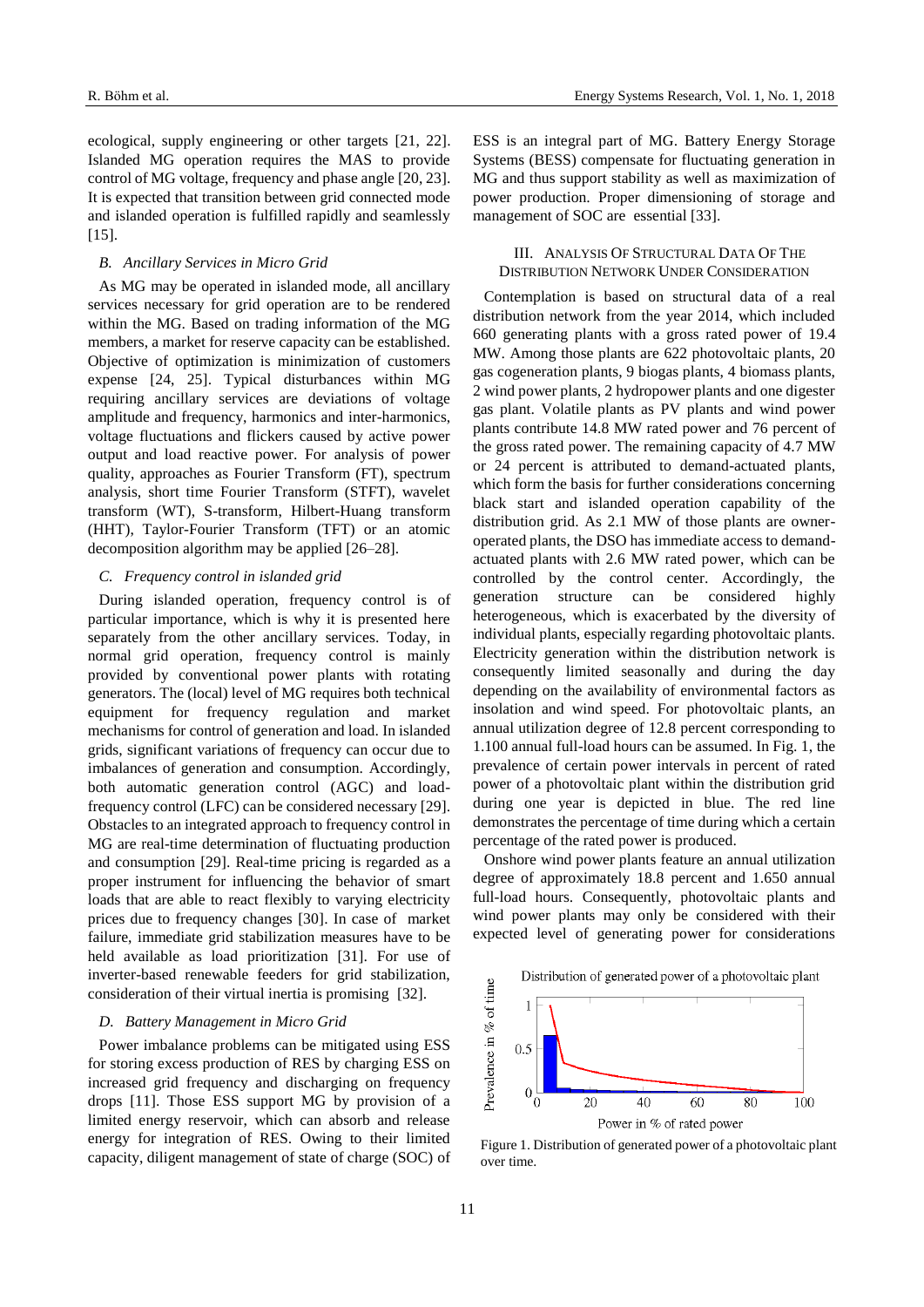ecological, supply engineering or other targets [21, 22]. Islanded MG operation requires the MAS to provide control of MG voltage, frequency and phase angle [20, 23]. It is expected that transition between grid connected mode and islanded operation is fulfilled rapidly and seamlessly [15].

### *B. Ancillary Services in Micro Grid*

As MG may be operated in islanded mode, all ancillary services necessary for grid operation are to be rendered within the MG. Based on trading information of the MG members, a market for reserve capacity can be established. Objective of optimization is minimization of customers expense [24, 25]. Typical disturbances within MG requiring ancillary services are deviations of voltage amplitude and frequency, harmonics and inter-harmonics, voltage fluctuations and flickers caused by active power output and load reactive power. For analysis of power quality, approaches as Fourier Transform (FT), spectrum analysis, short time Fourier Transform (STFT), wavelet transform (WT), S-transform, Hilbert-Huang transform (HHT), Taylor-Fourier Transform (TFT) or an atomic decomposition algorithm may be applied [26–28].

### *C. Frequency control in islanded grid*

During islanded operation, frequency control is of particular importance, which is why it is presented here separately from the other ancillary services. Today, in normal grid operation, frequency control is mainly provided by conventional power plants with rotating generators. The (local) level of MG requires both technical equipment for frequency regulation and market mechanisms for control of generation and load. In islanded grids, significant variations of frequency can occur due to imbalances of generation and consumption. Accordingly, both automatic generation control (AGC) and load-frequency control (LFC) can be considered necessary [29]. Obstacles to an integrated approach to frequency control in MG are real-time determination of fluctuating production and consumption [29]. Real-time pricing is regarded as a proper instrument for influencing the behavior of smart loads that are able to react flexibly to varying electricity prices due to frequency changes [30]. In case of market failure, immediate grid stabilization measures have to be held available as load prioritization [31]. For use of inverter-based renewable feeders for grid stabilization, consideration of their virtual inertia is promising [32].

### *D. Battery Management in Micro Grid*

Power imbalance problems can be mitigated using ESS for storing excess production of RES by charging ESS on increased grid frequency and discharging on frequency drops [11]. Those ESS support MG by provision of a limited energy reservoir, which can absorb and release energy for integration of RES. Owing to their limited capacity, diligent management of state of charge (SOC) of ESS is an integral part of MG. Battery Energy Storage Systems (BESS) compensate for fluctuating generation in MG and thus support stability as well as maximization of power production. Proper dimensioning of storage and management of SOC are essential [33].

## III. Analysis Of Structural Data Of The Distribution Network Under Consideration

Contemplation is based on structural data of a real distribution network from the year 2014, which included 660 generating plants with a gross rated power of 19.4 MW. Among those plants are 622 photovoltaic plants, 20 gas cogeneration plants, 9 biogas plants, 4 biomass plants, 2 wind power plants, 2 hydropower plants and one digester gas plant. Volatile plants as PV plants and wind power plants contribute 14.8 MW rated power and 76 percent of the gross rated power. The remaining capacity of 4.7 MW or 24 percent is attributed to demand-actuated plants, which form the basis for further considerations concerning black start and islanded operation capability of the distribution grid. As 2.1 MW of those plants are owner-operated plants, the DSO has immediate access to demand-actuated plants with 2.6 MW rated power, which can be controlled by the control center. Accordingly, the generation structure can be considered highly heterogeneous, which is exacerbated by the diversity of individual plants, especially regarding photovoltaic plants. Electricity generation within the distribution network is consequently limited seasonally and during the day depending on the availability of environmental factors as insolation and wind speed. For photovoltaic plants, an annual utilization degree of 12.8 percent corresponding to 1.100 annual full-load hours can be assumed. In Fig. 1, the prevalence of certain power intervals in percent of rated power of a photovoltaic plant within the distribution grid during one year is depicted in blue. The red line demonstrates the percentage of time during which a certain percentage of the rated power is produced.

Onshore wind power plants feature an annual utilization degree of approximately 18.8 percent and 1.650 annual full-load hours. Consequently, photovoltaic plants and wind power plants may only be considered with their expected level of generating power for considerations

Figure 1. Distribution of generated power of a photovoltaic plant over time.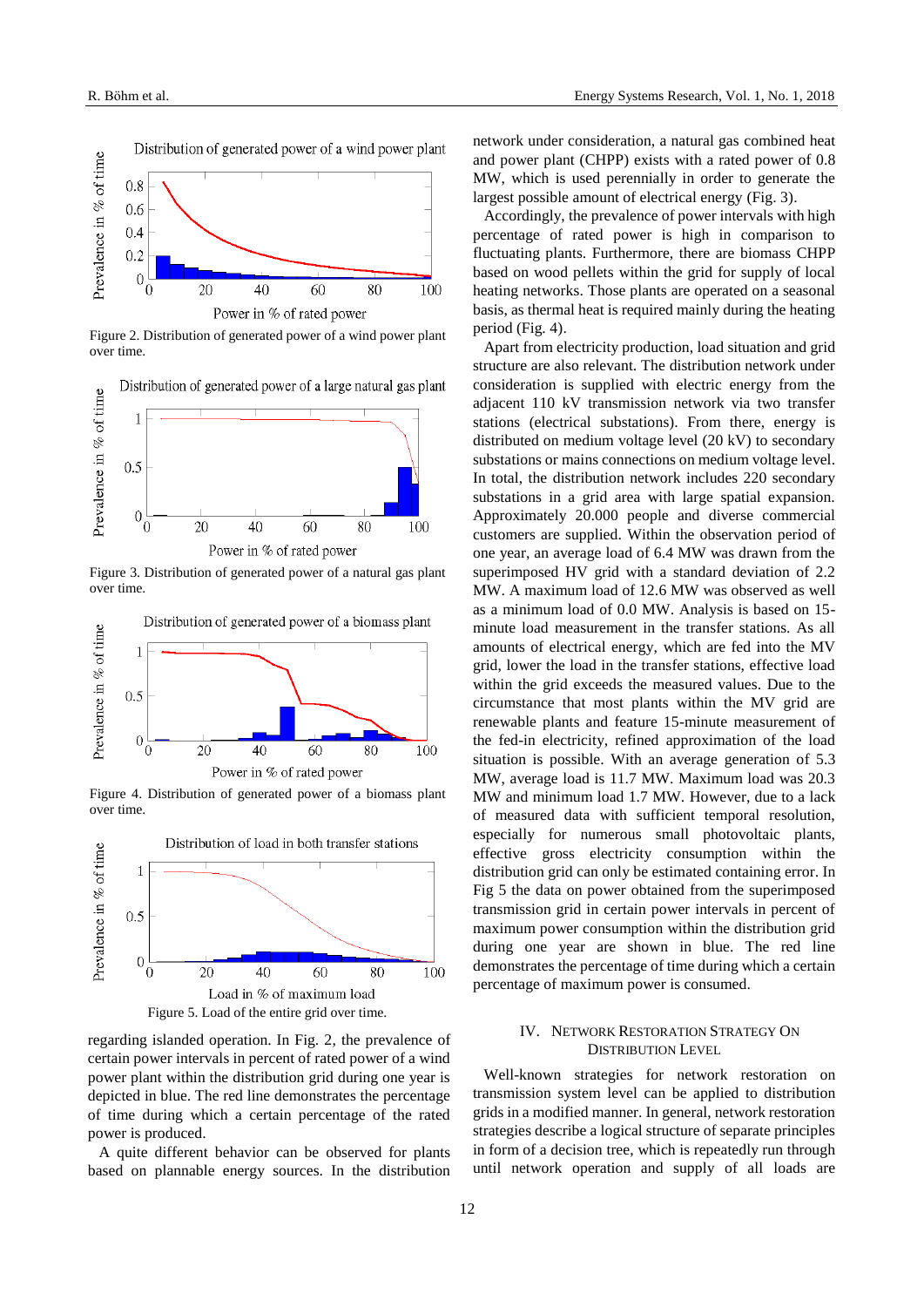Figure 2. Distribution of generated power of a wind power plant over time.

Figure 3. Distribution of generated power of a natural gas plant over time.

Figure 4. Distribution of generated power of a biomass plant over time.

Figure 5. Load of the entire grid over time.

regarding islanded operation. In Fig. 2, the prevalence of certain power intervals in percent of rated power of a wind power plant within the distribution grid during one year is depicted in blue. The red line demonstrates the percentage of time during which a certain percentage of the rated power is produced.

A quite different behavior can be observed for plants based on plannable energy sources. In the distribution network under consideration, a natural gas combined heat and power plant (CHPP) exists with a rated power of 0.8 MW, which is used perennially in order to generate the largest possible amount of electrical energy (Fig. 3).

Accordingly, the prevalence of power intervals with high percentage of rated power is high in comparison to fluctuating plants. Furthermore, there are biomass CHPP based on wood pellets within the grid for supply of local heating networks. Those plants are operated on a seasonal basis, as thermal heat is required mainly during the heating period (Fig. 4).

Apart from electricity production, load situation and grid structure are also relevant. The distribution network under consideration is supplied with electric energy from the adjacent 110 kV transmission network via two transfer stations (electrical substations). From there, energy is distributed on medium voltage level (20 kV) to secondary substations or mains connections on medium voltage level. In total, the distribution network includes 220 secondary substations in a grid area with large spatial expansion. Approximately 20.000 people and diverse commercial customers are supplied. Within the observation period of one year, an average load of 6.4 MW was drawn from the superimposed HV grid with a standard deviation of 2.2 MW. A maximum load of 12.6 MW was observed as well as a minimum load of 0.0 MW. Analysis is based on 15-minute load measurement in the transfer stations. As all amounts of electrical energy, which are fed into the MV grid, lower the load in the transfer stations, effective load within the grid exceeds the measured values. Due to the circumstance that most plants within the MV grid are renewable plants and feature 15-minute measurement of the fed-in electricity, refined approximation of the load situation is possible. With an average generation of 5.3 MW, average load is 11.7 MW. Maximum load was 20.3 MW and minimum load 1.7 MW. However, due to a lack of measured data with sufficient temporal resolution, especially for numerous small photovoltaic plants, effective gross electricity consumption within the distribution grid can only be estimated containing error. In Fig 5 the data on power obtained from the superimposed transmission grid in certain power intervals in percent of maximum power consumption within the distribution grid during one year are shown in blue. The red line demonstrates the percentage of time during which a certain percentage of maximum power is consumed.

## IV. Network Restoration Strategy On Distribution Level

Well-known strategies for network restoration on transmission system level can be applied to distribution grids in a modified manner. In general, network restoration strategies describe a logical structure of separate principles in form of a decision tree, which is repeatedly run through until network operation and supply of all loads are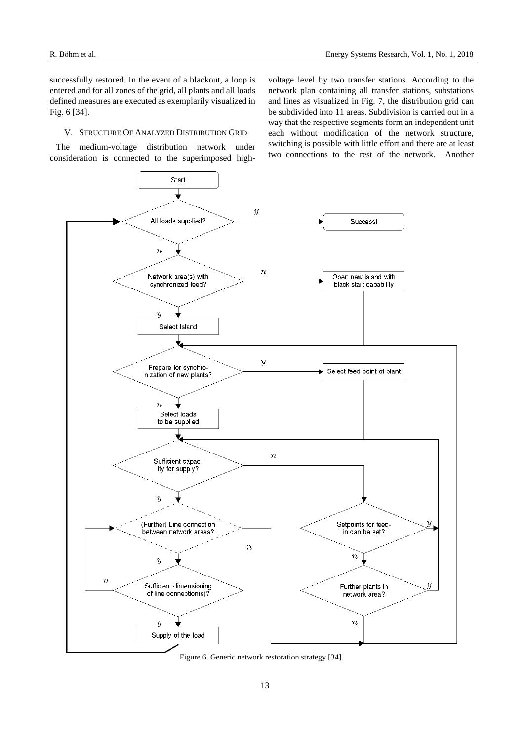successfully restored. In the event of a blackout, a loop is entered and for all zones of the grid, all plants and all loads defined measures are executed as exemplarily visualized in Fig. 6 [34].

## V. Structure Of Analyzed Distribution Grid

The medium-voltage distribution network under consideration is connected to the superimposed high-voltage level by two transfer stations. According to the network plan containing all transfer stations, substations and lines as visualized in Fig. 7, the distribution grid can be subdivided into 11 areas. Subdivision is carried out in a way that the respective segments form an independent unit each without modification of the network structure, switching is possible with little effort and there are at least two connections to the rest of the network. Another

Figure 6. Generic network restoration strategy [34].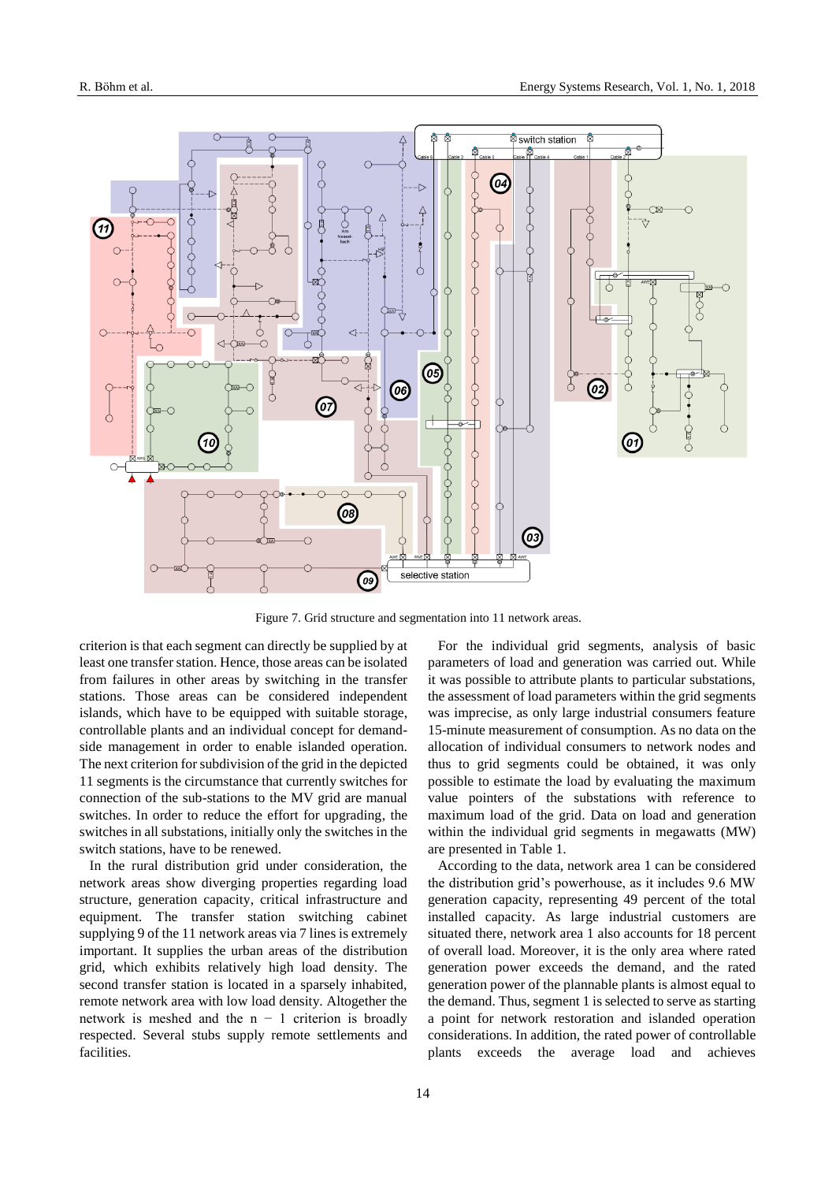Figure 7. Grid structure and segmentation into 11 network areas.

criterion is that each segment can directly be supplied by at least one transfer station. Hence, those areas can be isolated from failures in other areas by switching in the transfer stations. Those areas can be considered independent islands, which have to be equipped with suitable storage, controllable plants and an individual concept for demand-side management in order to enable islanded operation. The next criterion for subdivision of the grid in the depicted 11 segments is the circumstance that currently switches for connection of the sub-stations to the MV grid are manual switches. In order to reduce the effort for upgrading, the switches in all substations, initially only the switches in the switch stations, have to be renewed.

In the rural distribution grid under consideration, the network areas show diverging properties regarding load structure, generation capacity, critical infrastructure and equipment. The transfer station switching cabinet supplying 9 of the 11 network areas via 7 lines is extremely important. It supplies the urban areas of the distribution grid, which exhibits relatively high load density. The second transfer station is located in a sparsely inhabited, remote network area with low load density. Altogether the network is meshed and the n − 1 criterion is broadly respected. Several stubs supply remote settlements and facilities.

For the individual grid segments, analysis of basic parameters of load and generation was carried out. While it was possible to attribute plants to particular substations, the assessment of load parameters within the grid segments was imprecise, as only large industrial consumers feature 15-minute measurement of consumption. As no data on the allocation of individual consumers to network nodes and thus to grid segments could be obtained, it was only possible to estimate the load by evaluating the maximum value pointers of the substations with reference to maximum load of the grid. Data on load and generation within the individual grid segments in megawatts (MW) are presented in Table 1.

According to the data, network area 1 can be considered the distribution grid's powerhouse, as it includes 9.6 MW generation capacity, representing 49 percent of the total installed capacity. As large industrial customers are situated there, network area 1 also accounts for 18 percent of overall load. Moreover, it is the only area where rated generation power exceeds the demand, and the rated generation power of the plannable plants is almost equal to the demand. Thus, segment 1 is selected to serve as starting a point for network restoration and islanded operation considerations. In addition, the rated power of controllable plants exceeds the average load and achieves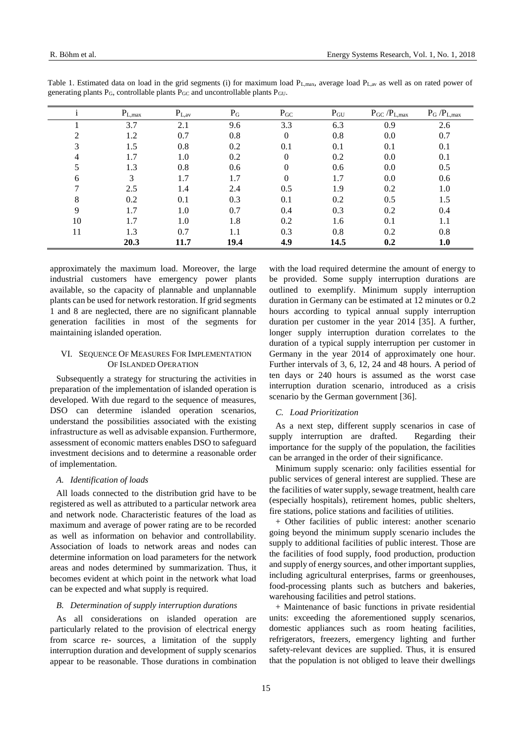Table 1. Estimated data on load in the grid segments (i) for maximum load $P_{L,max}$, average load $P_{L,av}$ as well as on rated power of generating plants $P_G$, controllable plants $P_{GC}$ and uncontrollable plants $P_{GU}$.

| i | $P_{L,max}$ | $P_{L,av}$ | $P_G$ | $P_{GC}$ | $P_{GU}$ | $P_{GC}/P_{L,max}$ | $P_G/P_{L,max}$ |
|---|---|---|---|---|---|---|---|
| 1 | 3.7 | 2.1 | 9.6 | 3.3 | 6.3 | 0.9 | 2.6 |
| 2 | 1.2 | 0.7 | 0.8 | 0 | 0.8 | 0.0 | 0.7 |
| 3 | 1.5 | 0.8 | 0.2 | 0.1 | 0.1 | 0.1 | 0.1 |
| 4 | 1.7 | 1.0 | 0.2 | 0 | 0.2 | 0.0 | 0.1 |
| 5 | 1.3 | 0.8 | 0.6 | 0 | 0.6 | 0.0 | 0.5 |
| 6 | 3 | 1.7 | 1.7 | 0 | 1.7 | 0.0 | 0.6 |
| 7 | 2.5 | 1.4 | 2.4 | 0.5 | 1.9 | 0.2 | 1.0 |
| 8 | 0.2 | 0.1 | 0.3 | 0.1 | 0.2 | 0.5 | 1.5 |
| 9 | 1.7 | 1.0 | 0.7 | 0.4 | 0.3 | 0.2 | 0.4 |
| 10 | 1.7 | 1.0 | 1.8 | 0.2 | 1.6 | 0.1 | 1.1 |
| 11 | 1.3 | 0.7 | 1.1 | 0.3 | 0.8 | 0.2 | 0.8 |
| | **20.3** | **11.7** | **19.4** | **4.9** | **14.5** | **0.2** | **1.0** |

approximately the maximum load. Moreover, the large industrial customers have emergency power plants available, so the capacity of plannable and unplannable plants can be used for network restoration. If grid segments 1 and 8 are neglected, there are no significant plannable generation facilities in most of the segments for maintaining islanded operation.

## VI. Sequence Of Measures For Implementation Of Islanded Operation

Subsequently a strategy for structuring the activities in preparation of the implementation of islanded operation is developed. With due regard to the sequence of measures, DSO can determine islanded operation scenarios, understand the possibilities associated with the existing infrastructure as well as advisable expansion. Furthermore, assessment of economic matters enables DSO to safeguard investment decisions and to determine a reasonable order of implementation.

### *A. Identification of loads*

All loads connected to the distribution grid have to be registered as well as attributed to a particular network area and network node. Characteristic features of the load as maximum and average of power rating are to be recorded as well as information on behavior and controllability. Association of loads to network areas and nodes can determine information on load parameters for the network areas and nodes determined by summarization. Thus, it becomes evident at which point in the network what load can be expected and what supply is required.

### *B. Determination of supply interruption durations*

As all considerations on islanded operation are particularly related to the provision of electrical energy from scarce re- sources, a limitation of the supply interruption duration and development of supply scenarios appear to be reasonable. Those durations in combination with the load required determine the amount of energy to be provided. Some supply interruption durations are outlined to exemplify. Minimum supply interruption duration in Germany can be estimated at 12 minutes or 0.2 hours according to typical annual supply interruption duration per customer in the year 2014 [35]. A further, longer supply interruption duration correlates to the duration of a typical supply interruption per customer in Germany in the year 2014 of approximately one hour. Further intervals of 3, 6, 12, 24 and 48 hours. A period of ten days or 240 hours is assumed as the worst case interruption duration scenario, introduced as a crisis scenario by the German government [36].

### *C. Load Prioritization*

As a next step, different supply scenarios in case of supply interruption are drafted. Regarding their importance for the supply of the population, the facilities can be arranged in the order of their significance.

Minimum supply scenario: only facilities essential for public services of general interest are supplied. These are the facilities of water supply, sewage treatment, health care (especially hospitals), retirement homes, public shelters, fire stations, police stations and facilities of utilities.

+ Other facilities of public interest: another scenario going beyond the minimum supply scenario includes the supply to additional facilities of public interest. Those are the facilities of food supply, food production, production and supply of energy sources, and other important supplies, including agricultural enterprises, farms or greenhouses, food-processing plants such as butchers and bakeries, warehousing facilities and petrol stations.

+ Maintenance of basic functions in private residential units: exceeding the aforementioned supply scenarios, domestic appliances such as room heating facilities, refrigerators, freezers, emergency lighting and further safety-relevant devices are supplied. Thus, it is ensured that the population is not obliged to leave their dwellings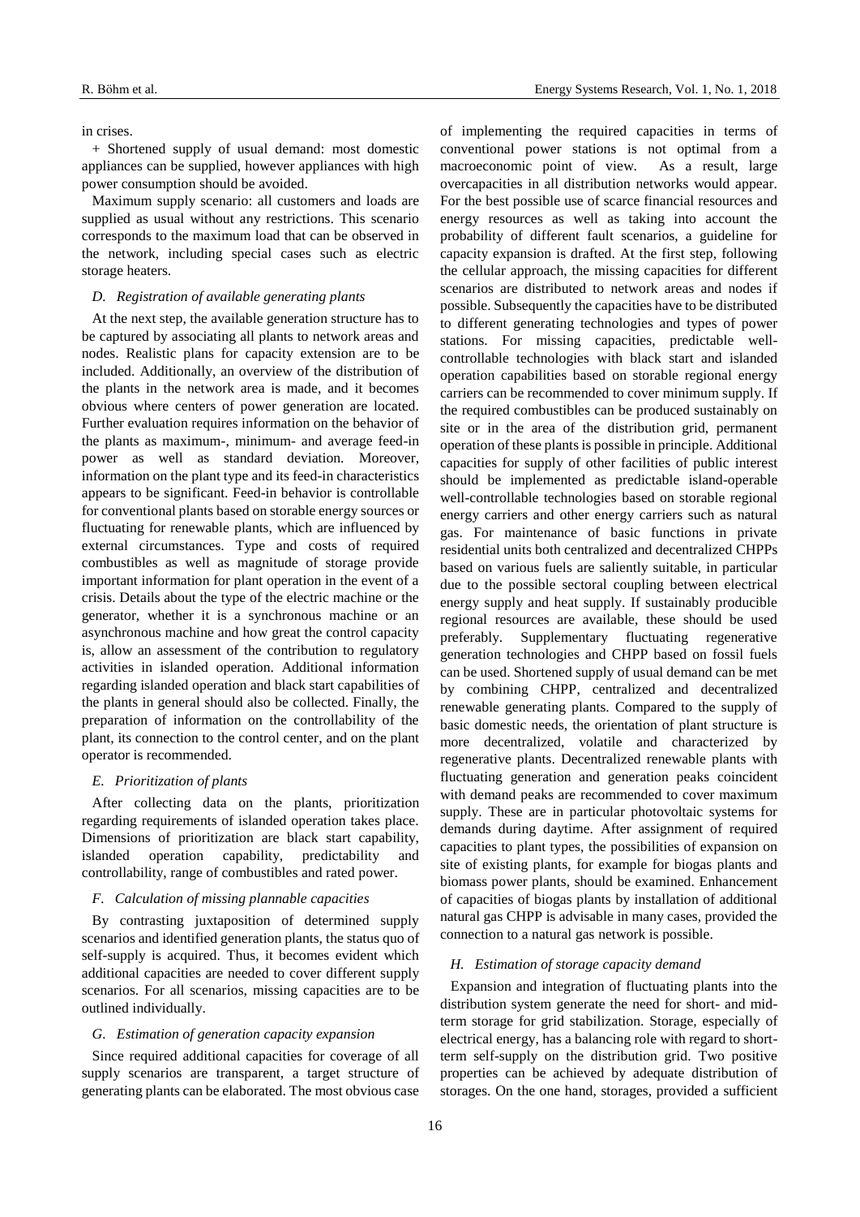in crises.

+ Shortened supply of usual demand: most domestic appliances can be supplied, however appliances with high power consumption should be avoided.

Maximum supply scenario: all customers and loads are supplied as usual without any restrictions. This scenario corresponds to the maximum load that can be observed in the network, including special cases such as electric storage heaters.

### *D. Registration of available generating plants*

At the next step, the available generation structure has to be captured by associating all plants to network areas and nodes. Realistic plans for capacity extension are to be included. Additionally, an overview of the distribution of the plants in the network area is made, and it becomes obvious where centers of power generation are located. Further evaluation requires information on the behavior of the plants as maximum-, minimum- and average feed-in power as well as standard deviation. Moreover, information on the plant type and its feed-in characteristics appears to be significant. Feed-in behavior is controllable for conventional plants based on storable energy sources or fluctuating for renewable plants, which are influenced by external circumstances. Type and costs of required combustibles as well as magnitude of storage provide important information for plant operation in the event of a crisis. Details about the type of the electric machine or the generator, whether it is a synchronous machine or an asynchronous machine and how great the control capacity is, allow an assessment of the contribution to regulatory activities in islanded operation. Additional information regarding islanded operation and black start capabilities of the plants in general should also be collected. Finally, the preparation of information on the controllability of the plant, its connection to the control center, and on the plant operator is recommended.

### *E. Prioritization of plants*

After collecting data on the plants, prioritization regarding requirements of islanded operation takes place. Dimensions of prioritization are black start capability, islanded operation capability, predictability and controllability, range of combustibles and rated power.

### *F. Calculation of missing plannable capacities*

By contrasting juxtaposition of determined supply scenarios and identified generation plants, the status quo of self-supply is acquired. Thus, it becomes evident which additional capacities are needed to cover different supply scenarios. For all scenarios, missing capacities are to be outlined individually.

### *G. Estimation of generation capacity expansion*

Since required additional capacities for coverage of all supply scenarios are transparent, a target structure of generating plants can be elaborated. The most obvious case of implementing the required capacities in terms of conventional power stations is not optimal from a macroeconomic point of view. As a result, large overcapacities in all distribution networks would appear. For the best possible use of scarce financial resources and energy resources as well as taking into account the probability of different fault scenarios, a guideline for capacity expansion is drafted. At the first step, following the cellular approach, the missing capacities for different scenarios are distributed to network areas and nodes if possible. Subsequently the capacities have to be distributed to different generating technologies and types of power stations. For missing capacities, predictable well-controllable technologies with black start and islanded operation capabilities based on storable regional energy carriers can be recommended to cover minimum supply. If the required combustibles can be produced sustainably on site or in the area of the distribution grid, permanent operation of these plants is possible in principle. Additional capacities for supply of other facilities of public interest should be implemented as predictable island-operable well-controllable technologies based on storable regional energy carriers and other energy carriers such as natural gas. For maintenance of basic functions in private residential units both centralized and decentralized CHPPs based on various fuels are saliently suitable, in particular due to the possible sectoral coupling between electrical energy supply and heat supply. If sustainably producible regional resources are available, these should be used preferably. Supplementary fluctuating regenerative generation technologies and CHPP based on fossil fuels can be used. Shortened supply of usual demand can be met by combining CHPP, centralized and decentralized renewable generating plants. Compared to the supply of basic domestic needs, the orientation of plant structure is more decentralized, volatile and characterized by regenerative plants. Decentralized renewable plants with fluctuating generation and generation peaks coincident with demand peaks are recommended to cover maximum supply. These are in particular photovoltaic systems for demands during daytime. After assignment of required capacities to plant types, the possibilities of expansion on site of existing plants, for example for biogas plants and biomass power plants, should be examined. Enhancement of capacities of biogas plants by installation of additional natural gas CHPP is advisable in many cases, provided the connection to a natural gas network is possible.

### *H. Estimation of storage capacity demand*

Expansion and integration of fluctuating plants into the distribution system generate the need for short- and mid-term storage for grid stabilization. Storage, especially of electrical energy, has a balancing role with regard to short-term self-supply on the distribution grid. Two positive properties can be achieved by adequate distribution of storages. On the one hand, storages, provided a sufficient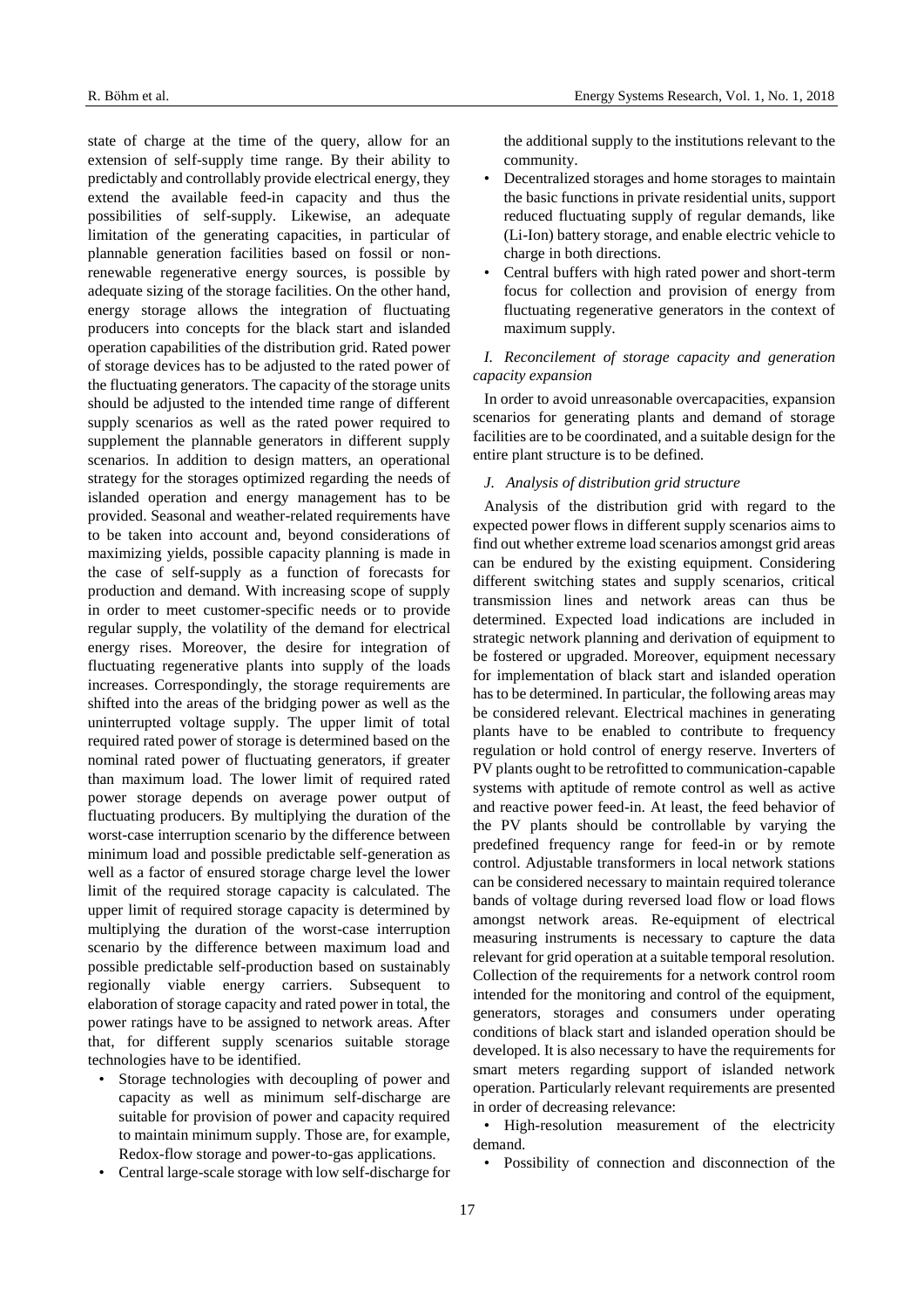state of charge at the time of the query, allow for an extension of self-supply time range. By their ability to predictably and controllably provide electrical energy, they extend the available feed-in capacity and thus the possibilities of self-supply. Likewise, an adequate limitation of the generating capacities, in particular of plannable generation facilities based on fossil or non-renewable regenerative energy sources, is possible by adequate sizing of the storage facilities. On the other hand, energy storage allows the integration of fluctuating producers into concepts for the black start and islanded operation capabilities of the distribution grid. Rated power of storage devices has to be adjusted to the rated power of the fluctuating generators. The capacity of the storage units should be adjusted to the intended time range of different supply scenarios as well as the rated power required to supplement the plannable generators in different supply scenarios. In addition to design matters, an operational strategy for the storages optimized regarding the needs of islanded operation and energy management has to be provided. Seasonal and weather-related requirements have to be taken into account and, beyond considerations of maximizing yields, possible capacity planning is made in the case of self-supply as a function of forecasts for production and demand. With increasing scope of supply in order to meet customer-specific needs or to provide regular supply, the volatility of the demand for electrical energy rises. Moreover, the desire for integration of fluctuating regenerative plants into supply of the loads increases. Correspondingly, the storage requirements are shifted into the areas of the bridging power as well as the uninterrupted voltage supply. The upper limit of total required rated power of storage is determined based on the nominal rated power of fluctuating generators, if greater than maximum load. The lower limit of required rated power storage depends on average power output of fluctuating producers. By multiplying the duration of the worst-case interruption scenario by the difference between minimum load and possible predictable self-generation as well as a factor of ensured storage charge level the lower limit of the required storage capacity is calculated. The upper limit of required storage capacity is determined by multiplying the duration of the worst-case interruption scenario by the difference between maximum load and possible predictable self-production based on sustainably regionally viable energy carriers. Subsequent to elaboration of storage capacity and rated power in total, the power ratings have to be assigned to network areas. After that, for different supply scenarios suitable storage technologies have to be identified.

- Storage technologies with decoupling of power and capacity as well as minimum self-discharge are suitable for provision of power and capacity required to maintain minimum supply. Those are, for example, Redox-flow storage and power-to-gas applications.
- Central large-scale storage with low self-discharge for the additional supply to the institutions relevant to the community.
- Decentralized storages and home storages to maintain the basic functions in private residential units, support reduced fluctuating supply of regular demands, like (Li-Ion) battery storage, and enable electric vehicle to charge in both directions.
- Central buffers with high rated power and short-term focus for collection and provision of energy from fluctuating regenerative generators in the context of maximum supply.

### *I. Reconcilement of storage capacity and generation capacity expansion*

In order to avoid unreasonable overcapacities, expansion scenarios for generating plants and demand of storage facilities are to be coordinated, and a suitable design for the entire plant structure is to be defined.

### *J. Analysis of distribution grid structure*

Analysis of the distribution grid with regard to the expected power flows in different supply scenarios aims to find out whether extreme load scenarios amongst grid areas can be endured by the existing equipment. Considering different switching states and supply scenarios, critical transmission lines and network areas can thus be determined. Expected load indications are included in strategic network planning and derivation of equipment to be fostered or upgraded. Moreover, equipment necessary for implementation of black start and islanded operation has to be determined. In particular, the following areas may be considered relevant. Electrical machines in generating plants have to be enabled to contribute to frequency regulation or hold control of energy reserve. Inverters of PV plants ought to be retrofitted to communication-capable systems with aptitude of remote control as well as active and reactive power feed-in. At least, the feed behavior of the PV plants should be controllable by varying the predefined frequency range for feed-in or by remote control. Adjustable transformers in local network stations can be considered necessary to maintain required tolerance bands of voltage during reversed load flow or load flows amongst network areas. Re-equipment of electrical measuring instruments is necessary to capture the data relevant for grid operation at a suitable temporal resolution. Collection of the requirements for a network control room intended for the monitoring and control of the equipment, generators, storages and consumers under operating conditions of black start and islanded operation should be developed. It is also necessary to have the requirements for smart meters regarding support of islanded network operation. Particularly relevant requirements are presented in order of decreasing relevance:

- High-resolution measurement of the electricity demand.
- Possibility of connection and disconnection of the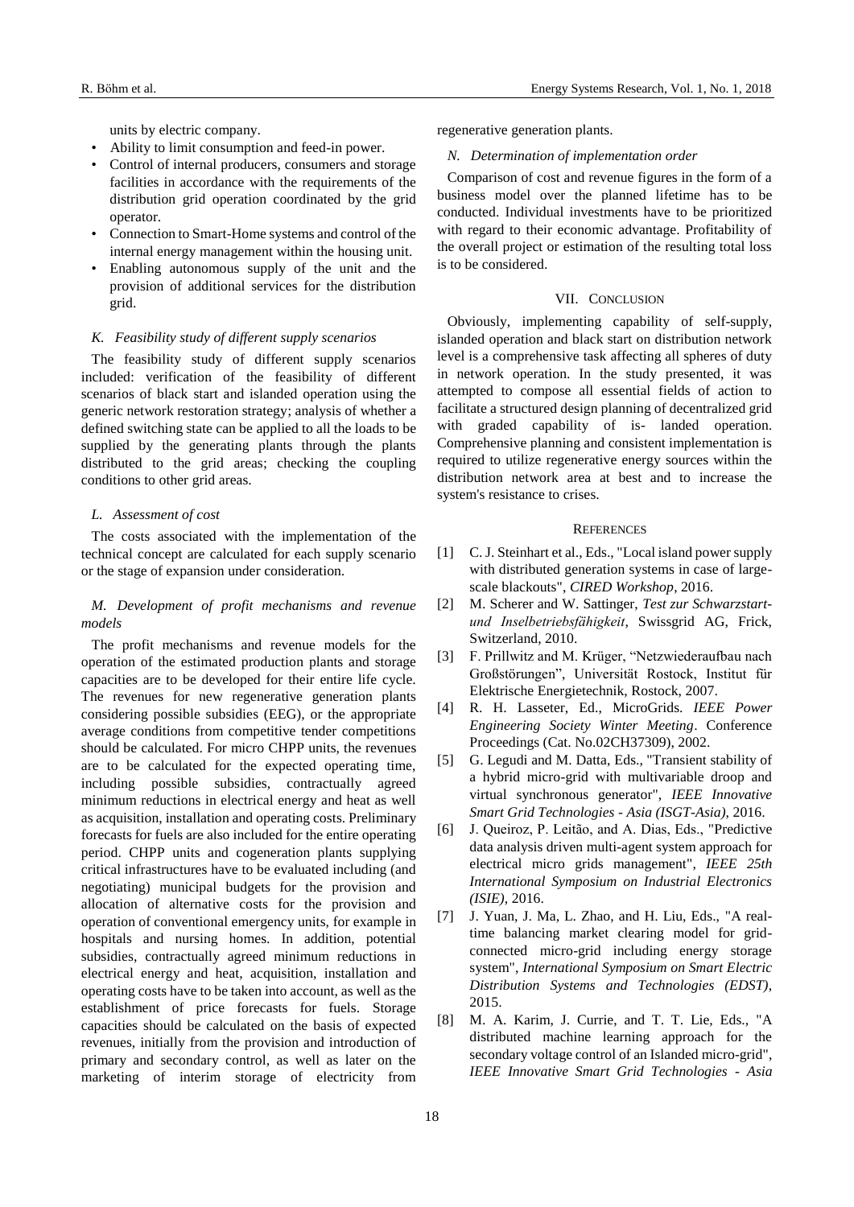units by electric company.

- Ability to limit consumption and feed-in power.
- Control of internal producers, consumers and storage facilities in accordance with the requirements of the distribution grid operation coordinated by the grid operator.
- Connection to Smart-Home systems and control of the internal energy management within the housing unit.
- Enabling autonomous supply of the unit and the provision of additional services for the distribution grid.

### *K. Feasibility study of different supply scenarios*

The feasibility study of different supply scenarios included: verification of the feasibility of different scenarios of black start and islanded operation using the generic network restoration strategy; analysis of whether a defined switching state can be applied to all the loads to be supplied by the generating plants through the plants distributed to the grid areas; checking the coupling conditions to other grid areas.

### *L. Assessment of cost*

The costs associated with the implementation of the technical concept are calculated for each supply scenario or the stage of expansion under consideration.

### *M. Development of profit mechanisms and revenue models*

The profit mechanisms and revenue models for the operation of the estimated production plants and storage capacities are to be developed for their entire life cycle. The revenues for new regenerative generation plants considering possible subsidies (EEG), or the appropriate average conditions from competitive tender competitions should be calculated. For micro CHPP units, the revenues are to be calculated for the expected operating time, including possible subsidies, contractually agreed minimum reductions in electrical energy and heat as well as acquisition, installation and operating costs. Preliminary forecasts for fuels are also included for the entire operating period. CHPP units and cogeneration plants supplying critical infrastructures have to be evaluated including (and negotiating) municipal budgets for the provision and allocation of alternative costs for the provision and operation of conventional emergency units, for example in hospitals and nursing homes. In addition, potential subsidies, contractually agreed minimum reductions in electrical energy and heat, acquisition, installation and operating costs have to be taken into account, as well as the establishment of price forecasts for fuels. Storage capacities should be calculated on the basis of expected revenues, initially from the provision and introduction of primary and secondary control, as well as later on the marketing of interim storage of electricity from regenerative generation plants.

### *N. Determination of implementation order*

Comparison of cost and revenue figures in the form of a business model over the planned lifetime has to be conducted. Individual investments have to be prioritized with regard to their economic advantage. Profitability of the overall project or estimation of the resulting total loss is to be considered.

## VII. Conclusion

Obviously, implementing capability of self-supply, islanded operation and black start on distribution network level is a comprehensive task affecting all spheres of duty in network operation. In the study presented, it was attempted to compose all essential fields of action to facilitate a structured design planning of decentralized grid with graded capability of is- landed operation. Comprehensive planning and consistent implementation is required to utilize regenerative energy sources within the distribution network area at best and to increase the system's resistance to crises.

## References

[1] C. J. Steinhart et al., Eds., "Local island power supply with distributed generation systems in case of large-scale blackouts", *CIRED Workshop*, 2016.

[2] M. Scherer and W. Sattinger, *Test zur Schwarzstart- und Inselbetriebsfähigkeit*, Swissgrid AG, Frick, Switzerland, 2010.

[3] F. Prillwitz and M. Krüger, "Netzwiederaufbau nach Großstörungen", Universität Rostock, Institut für Elektrische Energietechnik, Rostock, 2007.

[4] R. H. Lasseter, Ed., MicroGrids. *IEEE Power Engineering Society Winter Meeting*. Conference Proceedings (Cat. No.02CH37309), 2002.

[5] G. Legudi and M. Datta, Eds., "Transient stability of a hybrid micro-grid with multivariable droop and virtual synchronous generator", *IEEE Innovative Smart Grid Technologies - Asia (ISGT-Asia)*, 2016.

[6] J. Queiroz, P. Leitão, and A. Dias, Eds., "Predictive data analysis driven multi-agent system approach for electrical micro grids management", *IEEE 25th International Symposium on Industrial Electronics (ISIE)*, 2016.

[7] J. Yuan, J. Ma, L. Zhao, and H. Liu, Eds., "A real-time balancing market clearing model for grid-connected micro-grid including energy storage system", *International Symposium on Smart Electric Distribution Systems and Technologies (EDST)*, 2015.

[8] M. A. Karim, J. Currie, and T. T. Lie, Eds., "A distributed machine learning approach for the secondary voltage control of an Islanded micro-grid", *IEEE Innovative Smart Grid Technologies - Asia*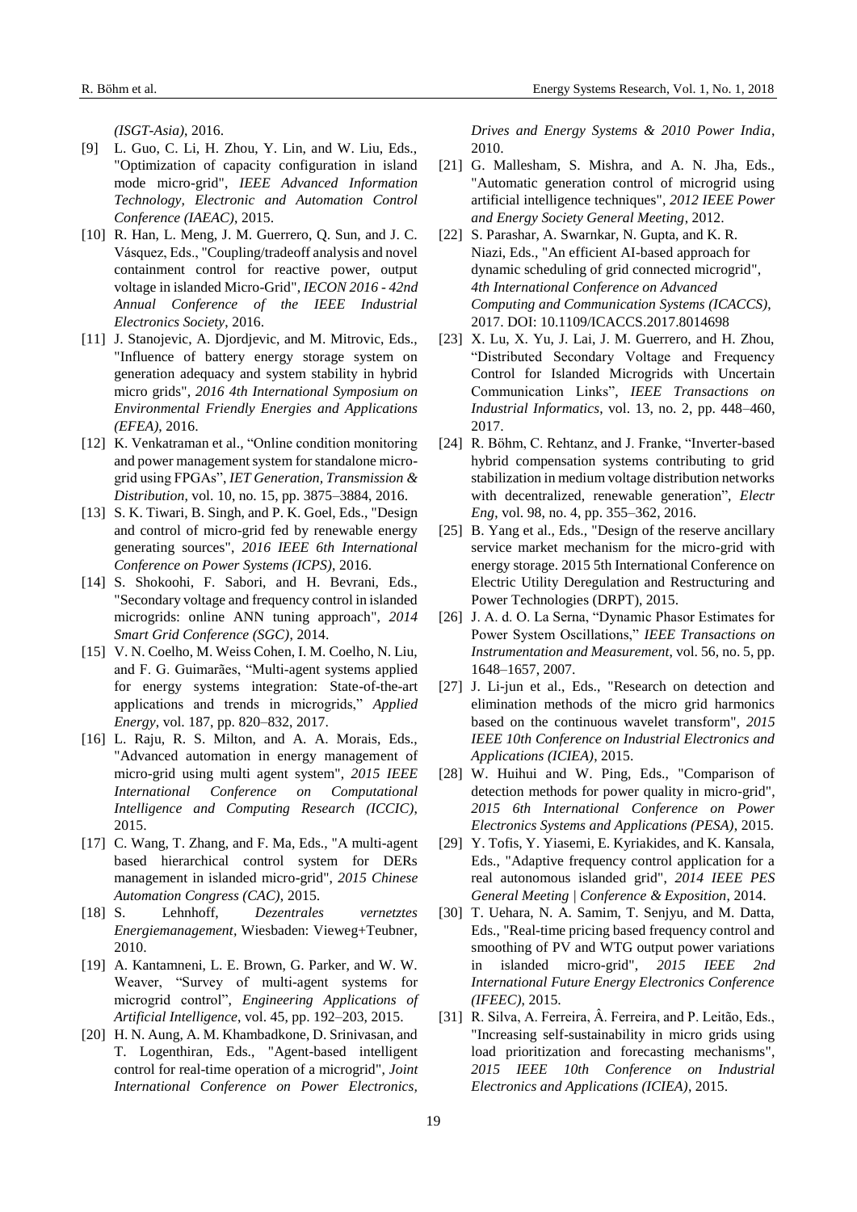*(ISGT-Asia)*, 2016.

[9] L. Guo, C. Li, H. Zhou, Y. Lin, and W. Liu, Eds., "Optimization of capacity configuration in island mode micro-grid", *IEEE Advanced Information Technology, Electronic and Automation Control Conference (IAEAC)*, 2015.

[10] R. Han, L. Meng, J. M. Guerrero, Q. Sun, and J. C. Vásquez, Eds., "Coupling/tradeoff analysis and novel containment control for reactive power, output voltage in islanded Micro-Grid", *IECON 2016 - 42nd Annual Conference of the IEEE Industrial Electronics Society*, 2016.

[11] J. Stanojevic, A. Djordjevic, and M. Mitrovic, Eds., "Influence of battery energy storage system on generation adequacy and system stability in hybrid micro grids", *2016 4th International Symposium on Environmental Friendly Energies and Applications (EFEA)*, 2016.

[12] K. Venkatraman et al., "Online condition monitoring and power management system for standalone micro-grid using FPGAs", *IET Generation, Transmission & Distribution*, vol. 10, no. 15, pp. 3875–3884, 2016.

[13] S. K. Tiwari, B. Singh, and P. K. Goel, Eds., "Design and control of micro-grid fed by renewable energy generating sources", *2016 IEEE 6th International Conference on Power Systems (ICPS)*, 2016.

[14] S. Shokoohi, F. Sabori, and H. Bevrani, Eds., "Secondary voltage and frequency control in islanded microgrids: online ANN tuning approach", *2014 Smart Grid Conference (SGC)*, 2014.

[15] V. N. Coelho, M. Weiss Cohen, I. M. Coelho, N. Liu, and F. G. Guimarães, "Multi-agent systems applied for energy systems integration: State-of-the-art applications and trends in microgrids," *Applied Energy*, vol. 187, pp. 820–832, 2017.

[16] L. Raju, R. S. Milton, and A. A. Morais, Eds., "Advanced automation in energy management of micro-grid using multi agent system", *2015 IEEE International Conference on Computational Intelligence and Computing Research (ICCIC)*, 2015.

[17] C. Wang, T. Zhang, and F. Ma, Eds., "A multi-agent based hierarchical control system for DERs management in islanded micro-grid", *2015 Chinese Automation Congress (CAC)*, 2015.

[18] S. Lehnhoff, *Dezentrales vernetztes Energiemanagement*, Wiesbaden: Vieweg+Teubner, 2010.

[19] A. Kantamneni, L. E. Brown, G. Parker, and W. W. Weaver, "Survey of multi-agent systems for microgrid control", *Engineering Applications of Artificial Intelligence*, vol. 45, pp. 192–203, 2015.

[20] H. N. Aung, A. M. Khambadkone, D. Srinivasan, and T. Logenthiran, Eds., "Agent-based intelligent control for real-time operation of a microgrid", *Joint International Conference on Power Electronics, Drives and Energy Systems & 2010 Power India*, 2010.

[21] G. Mallesham, S. Mishra, and A. N. Jha, Eds., "Automatic generation control of microgrid using artificial intelligence techniques", *2012 IEEE Power and Energy Society General Meeting*, 2012.

[22] S. Parashar, A. Swarnkar, N. Gupta, and K. R. Niazi, Eds., "An efficient AI-based approach for dynamic scheduling of grid connected microgrid", *4th International Conference on Advanced Computing and Communication Systems (ICACCS)*, 2017. DOI: 10.1109/ICACCS.2017.8014698

[23] X. Lu, X. Yu, J. Lai, J. M. Guerrero, and H. Zhou, "Distributed Secondary Voltage and Frequency Control for Islanded Microgrids with Uncertain Communication Links", *IEEE Transactions on Industrial Informatics*, vol. 13, no. 2, pp. 448–460, 2017.

[24] R. Böhm, C. Rehtanz, and J. Franke, "Inverter-based hybrid compensation systems contributing to grid stabilization in medium voltage distribution networks with decentralized, renewable generation", *Electr Eng*, vol. 98, no. 4, pp. 355–362, 2016.

[25] B. Yang et al., Eds., "Design of the reserve ancillary service market mechanism for the micro-grid with energy storage. 2015 5th International Conference on Electric Utility Deregulation and Restructuring and Power Technologies (DRPT), 2015.

[26] J. A. d. O. La Serna, "Dynamic Phasor Estimates for Power System Oscillations," *IEEE Transactions on Instrumentation and Measurement*, vol. 56, no. 5, pp. 1648–1657, 2007.

[27] J. Li-jun et al., Eds., "Research on detection and elimination methods of the micro grid harmonics based on the continuous wavelet transform", *2015 IEEE 10th Conference on Industrial Electronics and Applications (ICIEA)*, 2015.

[28] W. Huihui and W. Ping, Eds., "Comparison of detection methods for power quality in micro-grid", *2015 6th International Conference on Power Electronics Systems and Applications (PESA)*, 2015.

[29] Y. Tofis, Y. Yiasemi, E. Kyriakides, and K. Kansala, Eds., "Adaptive frequency control application for a real autonomous islanded grid", *2014 IEEE PES General Meeting | Conference & Exposition*, 2014.

[30] T. Uehara, N. A. Samim, T. Senjyu, and M. Datta, Eds., "Real-time pricing based frequency control and smoothing of PV and WTG output power variations in islanded micro-grid", *2015 IEEE 2nd International Future Energy Electronics Conference (IFEEC)*, 2015.

[31] R. Silva, A. Ferreira, Â. Ferreira, and P. Leitão, Eds., "Increasing self-sustainability in micro grids using load prioritization and forecasting mechanisms", *2015 IEEE 10th Conference on Industrial Electronics and Applications (ICIEA)*, 2015.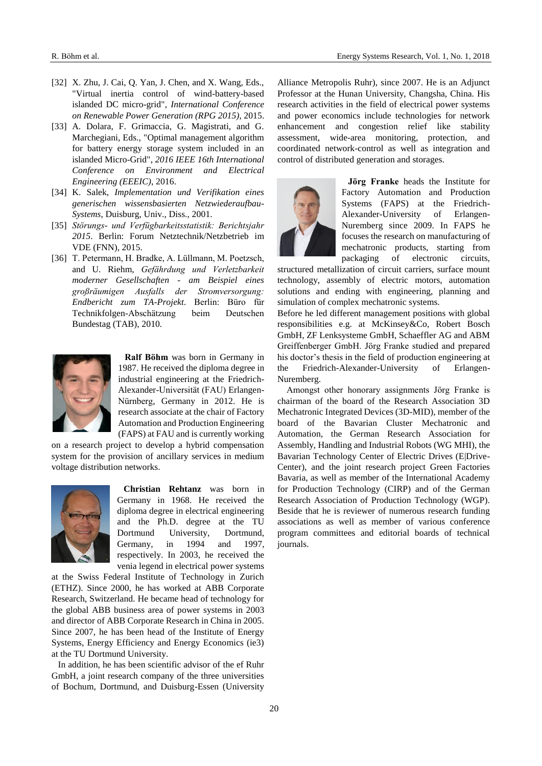[32] X. Zhu, J. Cai, Q. Yan, J. Chen, and X. Wang, Eds., "Virtual inertia control of wind-battery-based islanded DC micro-grid", *International Conference on Renewable Power Generation (RPG 2015)*, 2015.

[33] A. Dolara, F. Grimaccia, G. Magistrati, and G. Marchegiani, Eds., "Optimal management algorithm for battery energy storage system included in an islanded Micro-Grid", *2016 IEEE 16th International Conference on Environment and Electrical Engineering (EEEIC)*, 2016.

[34] K. Salek, *Implementation und Verifikation eines generischen wissensbasierten Netzwiederaufbau-Systems*, Duisburg, Univ., Diss., 2001.

[35] *Störungs- und Verfügbarkeitsstatistik: Berichtsjahr 2015*. Berlin: Forum Netztechnik/Netzbetrieb im VDE (FNN), 2015.

[36] T. Petermann, H. Bradke, A. Lüllmann, M. Poetzsch, and U. Riehm, *Gefährdung und Verletzbarkeit moderner Gesellschaften - am Beispiel eines großräumigen Ausfalls der Stromversorgung: Endbericht zum TA-Projekt*. Berlin: Büro für Technikfolgen-Abschätzung beim Deutschen Bundestag (TAB), 2010.

**Ralf Böhm** was born in Germany in 1987. He received the diploma degree in industrial engineering at the Friedrich-Alexander-Universität (FAU) Erlangen-Nürnberg, Germany in 2012. He is research associate at the chair of Factory Automation and Production Engineering (FAPS) at FAU and is currently working on a research project to develop a hybrid compensation system for the provision of ancillary services in medium voltage distribution networks.

**Christian Rehtanz** was born in Germany in 1968. He received the diploma degree in electrical engineering and the Ph.D. degree at the TU Dortmund University, Dortmund, Germany, in 1994 and 1997, respectively. In 2003, he received the venia legend in electrical power systems at the Swiss Federal Institute of Technology in Zurich (ETHZ). Since 2000, he has worked at ABB Corporate Research, Switzerland. He became head of technology for the global ABB business area of power systems in 2003 and director of ABB Corporate Research in China in 2005. Since 2007, he has been head of the Institute of Energy Systems, Energy Efficiency and Energy Economics (ie3) at the TU Dortmund University.

In addition, he has been scientific advisor of the ef Ruhr GmbH, a joint research company of the three universities of Bochum, Dortmund, and Duisburg-Essen (University Alliance Metropolis Ruhr), since 2007. He is an Adjunct Professor at the Hunan University, Changsha, China. His research activities in the field of electrical power systems and power economics include technologies for network enhancement and congestion relief like stability assessment, wide-area monitoring, protection, and coordinated network-control as well as integration and control of distributed generation and storages.

**Jörg Franke** heads the Institute for Factory Automation and Production Systems (FAPS) at the Friedrich-Alexander-University of Erlangen-Nuremberg since 2009. In FAPS he focuses the research on manufacturing of mechatronic products, starting from packaging of electronic circuits, structured metallization of circuit carriers, surface mount technology, assembly of electric motors, automation solutions and ending with engineering, planning and simulation of complex mechatronic systems.

Before he led different management positions with global responsibilities e.g. at McKinsey&Co, Robert Bosch GmbH, ZF Lenksysteme GmbH, Schaeffler AG and ABM Greiffenberger GmbH. Jörg Franke studied and prepared his doctor's thesis in the field of production engineering at the Friedrich-Alexander-University of Erlangen-Nuremberg.

Amongst other honorary assignments Jörg Franke is chairman of the board of the Research Association 3D Mechatronic Integrated Devices (3D-MID), member of the board of the Bavarian Cluster Mechatronic and Automation, the German Research Association for Assembly, Handling and Industrial Robots (WG MHI), the Bavarian Technology Center of Electric Drives (E|Drive-Center), and the joint research project Green Factories Bavaria, as well as member of the International Academy for Production Technology (CIRP) and of the German Research Association of Production Technology (WGP). Beside that he is reviewer of numerous research funding associations as well as member of various conference program committees and editorial boards of technical journals.